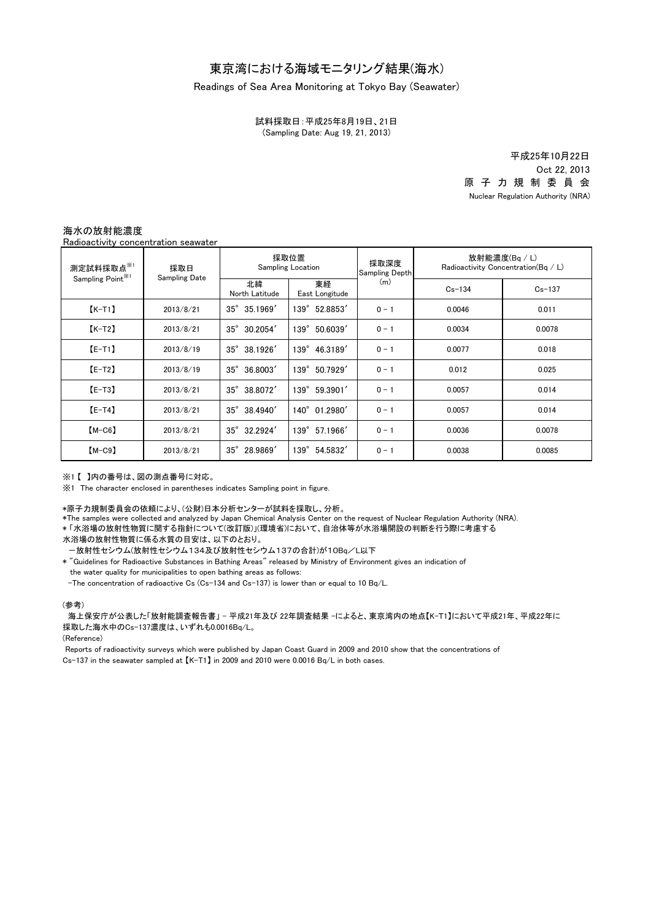# 東京湾における海域モニタリング結果(海水)

Readings of Sea Area Monitoring at Tokyo Bay (Seawater)

試料採取日：平成25年8月19日、21日
(Sampling Date: Aug 19, 21, 2013)

平成25年10月22日
Oct 22, 2013
原 子 力 規 制 委 員 会
Nuclear Regulation Authority (NRA)

## 海水の放射能濃度
Radioactivity concentration seawater

| 測定試料採取点※1 Sampling Point※1 | 採取日 Sampling Date | 採取位置 Sampling Location | | 採取深度 Sampling Depth (m) | 放射能濃度(Bq / L) Radioactivity Concentration(Bq / L) | |
|---|---|---|---|---|---|---|
| | | 北緯 North Latitude | 東経 East Longitude | | Cs-134 | Cs-137 |
| 【K-T1】 | 2013/8/21 | 35° 35.1969′ | 139° 52.8853′ | 0 - 1 | 0.0046 | 0.011 |
| 【K-T2】 | 2013/8/21 | 35° 30.2054′ | 139° 50.6039′ | 0 - 1 | 0.0034 | 0.0078 |
| 【E-T1】 | 2013/8/19 | 35° 38.1926′ | 139° 46.3189′ | 0 - 1 | 0.0077 | 0.018 |
| 【E-T2】 | 2013/8/19 | 35° 36.8003′ | 139° 50.7929′ | 0 - 1 | 0.012 | 0.025 |
| 【E-T3】 | 2013/8/21 | 35° 38.8072′ | 139° 59.3901′ | 0 - 1 | 0.0057 | 0.014 |
| 【E-T4】 | 2013/8/21 | 35° 38.4940′ | 140° 01.2980′ | 0 - 1 | 0.0057 | 0.014 |
| 【M-C6】 | 2013/8/21 | 35° 32.2924′ | 139° 57.1966′ | 0 - 1 | 0.0036 | 0.0078 |
| 【M-C9】 | 2013/8/21 | 35° 28.9869′ | 139° 54.5832′ | 0 - 1 | 0.0038 | 0.0085 |

※1【 】内の番号は、図の測点番号に対応。

※1 The character enclosed in parentheses indicates Sampling point in figure.

*原子力規制委員会の依頼により、(公財)日本分析センターが試料を採取し、分析。

*The samples were collected and analyzed by Japan Chemical Analysis Center on the request of Nuclear Regulation Authority (NRA).

*「水浴場の放射性物質に関する指針について(改訂版)」(環境省)において、自治体等が水浴場開設の判断を行う際に考慮する水浴場の放射性物質に係る水質の目安は、以下のとおり。

－放射性セシウム(放射性セシウム134及び放射性セシウム137の合計)が10Bq／L以下

* "Guidelines for Radioactive Substances in Bathing Areas" released by Ministry of Environment gives an indication of the water quality for municipalities to open bathing areas as follows:

-The concentration of radioactive Cs (Cs-134 and Cs-137) is lower than or equal to 10 Bq/L.

(参考)

海上保安庁が公表した「放射能調査報告書」- 平成21年及び 22年調査結果 -によると、東京湾内の地点【K-T1】において平成21年、平成22年に採取した海水中のCs-137濃度は、いずれも0.0016Bq/L。

(Reference)

Reports of radioactivity surveys which were published by Japan Coast Guard in 2009 and 2010 show that the concentrations of Cs-137 in the seawater sampled at【K-T1】in 2009 and 2010 were 0.0016 Bq/L in both cases.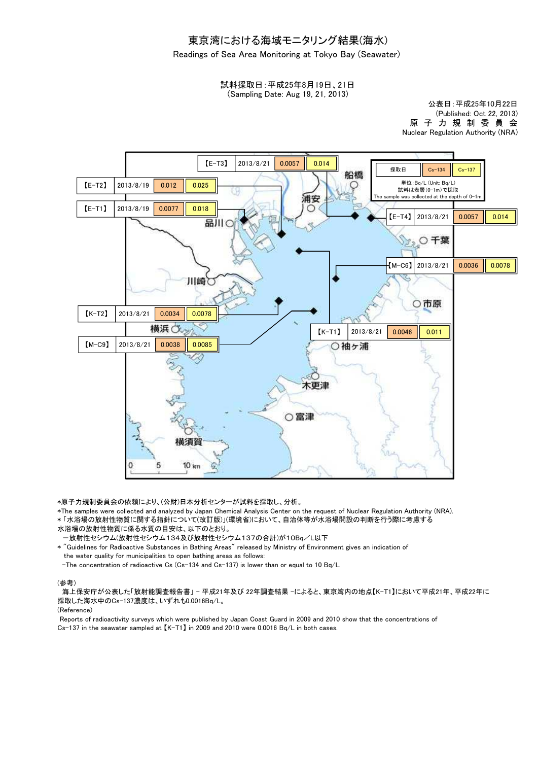# 東京湾における海域モニタリング結果(海水)

Readings of Sea Area Monitoring at Tokyo Bay (Seawater)

試料採取日：平成25年8月19日、21日
(Sampling Date: Aug 19, 21, 2013)

公表日：平成25年10月22日
(Published: Oct 22, 2013)
原 子 力 規 制 委 員 会
Nuclear Regulation Authority (NRA)

| 地点 | 採取日 | Cs-134 | Cs-137 |
| --- | --- | --- | --- |
| 【E-T3】 | 2013/8/21 | 0.0057 | 0.014 |
| 【E-T2】 | 2013/8/19 | 0.012 | 0.025 |
| 【E-T1】 | 2013/8/19 | 0.0077 | 0.018 |
| 【E-T4】 | 2013/8/21 | 0.0057 | 0.014 |
| 【M-C6】 | 2013/8/21 | 0.0036 | 0.0078 |
| 【K-T2】 | 2013/8/21 | 0.0034 | 0.0078 |
| 【K-T1】 | 2013/8/21 | 0.0046 | 0.011 |
| 【M-C9】 | 2013/8/21 | 0.0038 | 0.0085 |

単位：Bq/L (Unit: Bq/L)
試料は表層(0-1m)で採取
The sample was collected at the depth of 0-1m.

船橋
浦安
品川
千葉
川崎
市原
横浜
袖ケ浦
木更津
富津
横須賀
0 5 10 km

*原子力規制委員会の依頼により、(公財)日本分析センターが試料を採取し、分析。
*The samples were collected and analyzed by Japan Chemical Analysis Center on the request of Nuclear Regulation Authority (NRA).
*「水浴場の放射性物質に関する指針について(改訂版)」(環境省)において、自治体等が水浴場開設の判断を行う際に考慮する水浴場の放射性物質に係る水質の目安は、以下のとおり。
　－放射性セシウム(放射性セシウム134及び放射性セシウム137の合計)が10Bq／L以下
* "Guidelines for Radioactive Substances in Bathing Areas" released by Ministry of Environment gives an indication of the water quality for municipalities to open bathing areas as follows:
　-The concentration of radioactive Cs (Cs-134 and Cs-137) is lower than or equal to 10 Bq/L.

(参考)
　海上保安庁が公表した「放射能調査報告書」 - 平成21年及び 22年調査結果 -によると、東京湾内の地点【K-T1】において平成21年、平成22年に採取した海水中のCs-137濃度は、いずれも0.0016Bq/L。
(Reference)
　Reports of radioactivity surveys which were published by Japan Coast Guard in 2009 and 2010 show that the concentrations of Cs-137 in the seawater sampled at【K-T1】in 2009 and 2010 were 0.0016 Bq/L in both cases.